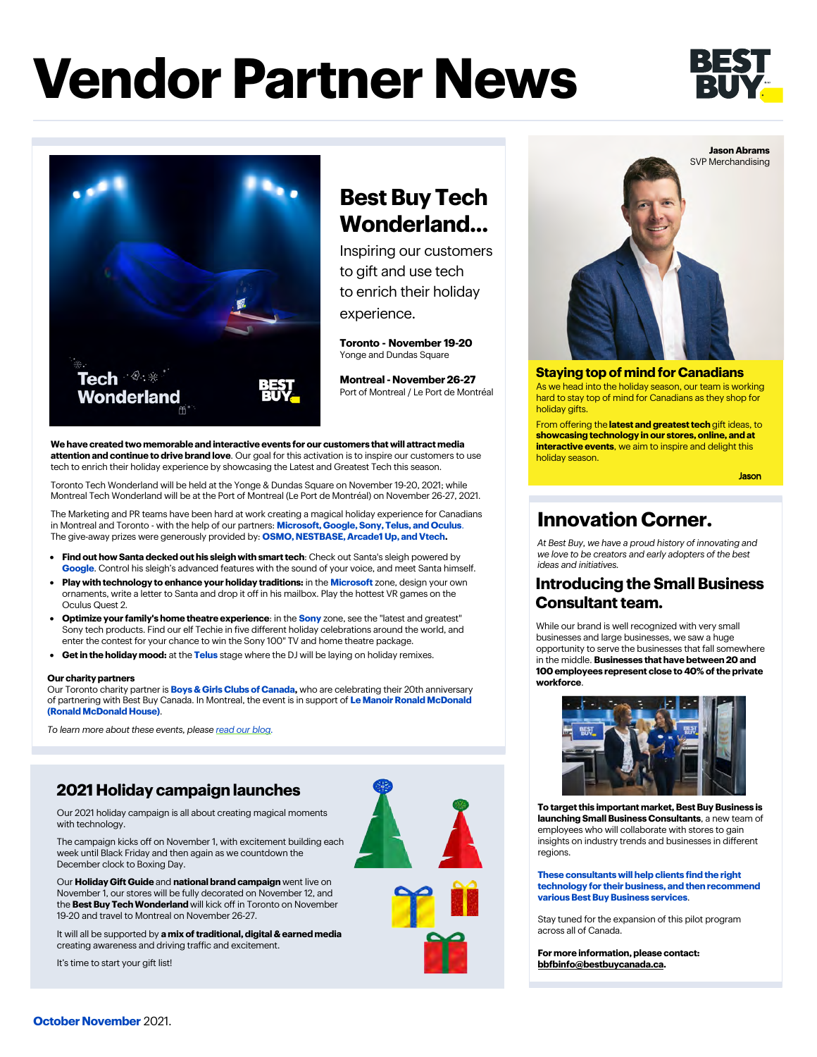# Vendor Partner News

## Best Buy Tech Wonderland...

Inspiring our customers to gift and use tech to enrich their holiday experience.

**Toronto - November 19-20**
Yonge and Dundas Square

**Montreal - November 26-27**
Port of Montreal / Le Port de Montréal

**We have created two memorable and interactive events for our customers that will attract media attention and continue to drive brand love**. Our goal for this activation is to inspire our customers to use tech to enrich their holiday experience by showcasing the Latest and Greatest Tech this season.

Toronto Tech Wonderland will be held at the Yonge & Dundas Square on November 19-20, 2021; while Montreal Tech Wonderland will be at the Port of Montreal (Le Port de Montréal) on November 26-27, 2021.

The Marketing and PR teams have been hard at work creating a magical holiday experience for Canadians in Montreal and Toronto - with the help of our partners: **Microsoft, Google, Sony, Telus, and Oculus**. The give-away prizes were generously provided by: **OSMO, NESTBASE, Arcade1 Up, and Vtech.**

- **Find out how Santa decked out his sleigh with smart tech**: Check out Santa's sleigh powered by **Google**. Control his sleigh's advanced features with the sound of your voice, and meet Santa himself.
- **Play with technology to enhance your holiday traditions:** in the **Microsoft** zone, design your own ornaments, write a letter to Santa and drop it off in his mailbox. Play the hottest VR games on the Oculus Quest 2.
- **Optimize your family's home theatre experience**: in the **Sony** zone, see the "latest and greatest" Sony tech products. Find our elf Techie in five different holiday celebrations around the world, and enter the contest for your chance to win the Sony 100" TV and home theatre package.
- **Get in the holiday mood:** at the **Telus** stage where the DJ will be laying on holiday remixes.

**Our charity partners**
Our Toronto charity partner is **Boys & Girls Clubs of Canada,** who are celebrating their 20th anniversary of partnering with Best Buy Canada. In Montreal, the event is in support of **Le Manoir Ronald McDonald (Ronald McDonald House)**.

*To learn more about these events, please read our blog.*

## 2021 Holiday campaign launches

Our 2021 holiday campaign is all about creating magical moments with technology.

The campaign kicks off on November 1, with excitement building each week until Black Friday and then again as we countdown the December clock to Boxing Day.

Our **Holiday Gift Guide** and **national brand campaign** went live on November 1, our stores will be fully decorated on November 12, and the **Best Buy Tech Wonderland** will kick off in Toronto on November 19-20 and travel to Montreal on November 26-27.

It will all be supported by **a mix of traditional, digital & earned media** creating awareness and driving traffic and excitement.

It's time to start your gift list!

**Jason Abrams**
SVP Merchandising

## Staying top of mind for Canadians

As we head into the holiday season, our team is working hard to stay top of mind for Canadians as they shop for holiday gifts.

From offering the **latest and greatest tech** gift ideas, to **showcasing technology in our stores, online, and at interactive events**, we aim to inspire and delight this holiday season.

Jason

## Innovation Corner.

*At Best Buy, we have a proud history of innovating and we love to be creators and early adopters of the best ideas and initiatives.*

### Introducing the Small Business Consultant team.

While our brand is well recognized with very small businesses and large businesses, we saw a huge opportunity to serve the businesses that fall somewhere in the middle. **Businesses that have between 20 and 100 employees represent close to 40% of the private workforce**.

**To target this important market, Best Buy Business is launching Small Business Consultants**, a new team of employees who will collaborate with stores to gain insights on industry trends and businesses in different regions.

**These consultants will help clients find the right technology for their business, and then recommend various Best Buy Business services**.

Stay tuned for the expansion of this pilot program across all of Canada.

**For more information, please contact: bbfbinfo@bestbuycanada.ca.**

**October November** 2021.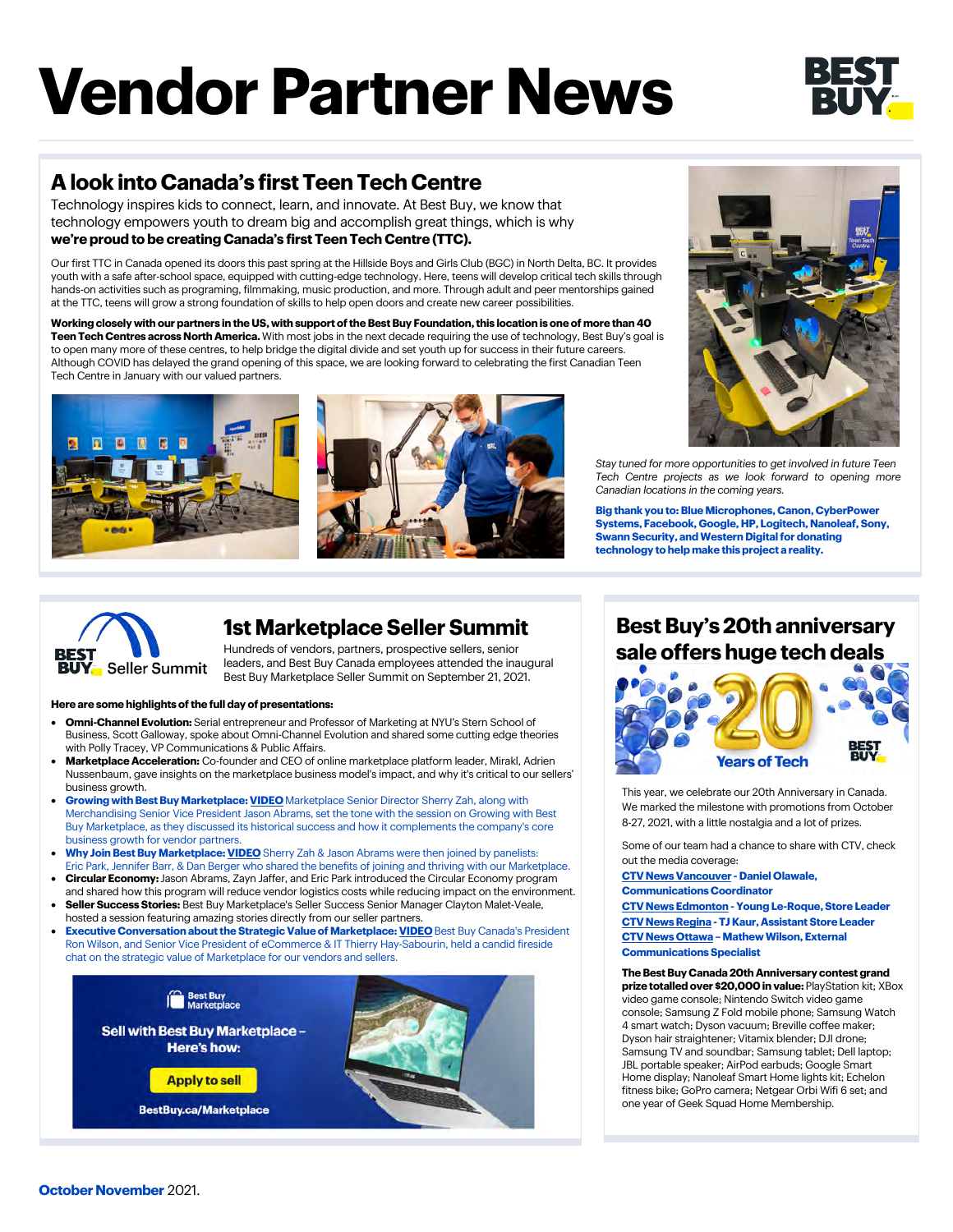# Vendor Partner News

## A look into Canada's first Teen Tech Centre

Technology inspires kids to connect, learn, and innovate. At Best Buy, we know that technology empowers youth to dream big and accomplish great things, which is why **we're proud to be creating Canada's first Teen Tech Centre (TTC).**

Our first TTC in Canada opened its doors this past spring at the Hillside Boys and Girls Club (BGC) in North Delta, BC. It provides youth with a safe after-school space, equipped with cutting-edge technology. Here, teens will develop critical tech skills through hands-on activities such as programing, filmmaking, music production, and more. Through adult and peer mentorships gained at the TTC, teens will grow a strong foundation of skills to help open doors and create new career possibilities.

**Working closely with our partners in the US, with support of the Best Buy Foundation, this location is one of more than 40 Teen Tech Centres across North America.** With most jobs in the next decade requiring the use of technology, Best Buy's goal is to open many more of these centres, to help bridge the digital divide and set youth up for success in their future careers. Although COVID has delayed the grand opening of this space, we are looking forward to celebrating the first Canadian Teen Tech Centre in January with our valued partners.

*Stay tuned for more opportunities to get involved in future Teen Tech Centre projects as we look forward to opening more Canadian locations in the coming years.*

**Big thank you to: Blue Microphones, Canon, CyberPower Systems, Facebook, Google, HP, Logitech, Nanoleaf, Sony, Swann Security, and Western Digital for donating technology to help make this project a reality.**

## 1st Marketplace Seller Summit

Hundreds of vendors, partners, prospective sellers, senior leaders, and Best Buy Canada employees attended the inaugural Best Buy Marketplace Seller Summit on September 21, 2021.

**Here are some highlights of the full day of presentations:**

- **Omni-Channel Evolution:** Serial entrepreneur and Professor of Marketing at NYU's Stern School of Business, Scott Galloway, spoke about Omni-Channel Evolution and shared some cutting edge theories with Polly Tracey, VP Communications & Public Affairs.
- **Marketplace Acceleration:** Co-founder and CEO of online marketplace platform leader, Mirakl, Adrien Nussenbaum, gave insights on the marketplace business model's impact, and why it's critical to our sellers' business growth.
- **Growing with Best Buy Marketplace: VIDEO** Marketplace Senior Director Sherry Zah, along with Merchandising Senior Vice President Jason Abrams, set the tone with the session on Growing with Best Buy Marketplace, as they discussed its historical success and how it complements the company's core business growth for vendor partners.
- **Why Join Best Buy Marketplace: VIDEO** Sherry Zah & Jason Abrams were then joined by panelists: Eric Park, Jennifer Barr, & Dan Berger who shared the benefits of joining and thriving with our Marketplace.
- **Circular Economy:** Jason Abrams, Zayn Jaffer, and Eric Park introduced the Circular Economy program and shared how this program will reduce vendor logistics costs while reducing impact on the environment.
- **Seller Success Stories:** Best Buy Marketplace's Seller Success Senior Manager Clayton Malet-Veale, hosted a session featuring amazing stories directly from our seller partners.
- **Executive Conversation about the Strategic Value of Marketplace: VIDEO** Best Buy Canada's President Ron Wilson, and Senior Vice President of eCommerce & IT Thierry Hay-Sabourin, held a candid fireside chat on the strategic value of Marketplace for our vendors and sellers.

Best Buy Marketplace

Sell with Best Buy Marketplace – Here's how:

Apply to sell

BestBuy.ca/Marketplace

## Best Buy's 20th anniversary sale offers huge tech deals

This year, we celebrate our 20th Anniversary in Canada. We marked the milestone with promotions from October 8-27, 2021, with a little nostalgia and a lot of prizes.

Some of our team had a chance to share with CTV, check out the media coverage:

**CTV News Vancouver - Daniel Olawale, Communications Coordinator**
**CTV News Edmonton - Young Le-Roque, Store Leader**
**CTV News Regina - TJ Kaur, Assistant Store Leader**
**CTV News Ottawa – Mathew Wilson, External Communications Specialist**

**The Best Buy Canada 20th Anniversary contest grand prize totalled over $20,000 in value:** PlayStation kit; XBox video game console; Nintendo Switch video game console; Samsung Z Fold mobile phone; Samsung Watch 4 smart watch; Dyson vacuum; Breville coffee maker; Dyson hair straightener; Vitamix blender; DJI drone; Samsung TV and soundbar; Samsung tablet; Dell laptop; JBL portable speaker; AirPod earbuds; Google Smart Home display; Nanoleaf Smart Home lights kit; Echelon fitness bike; GoPro camera; Netgear Orbi Wifi 6 set; and one year of Geek Squad Home Membership.

**October November** 2021.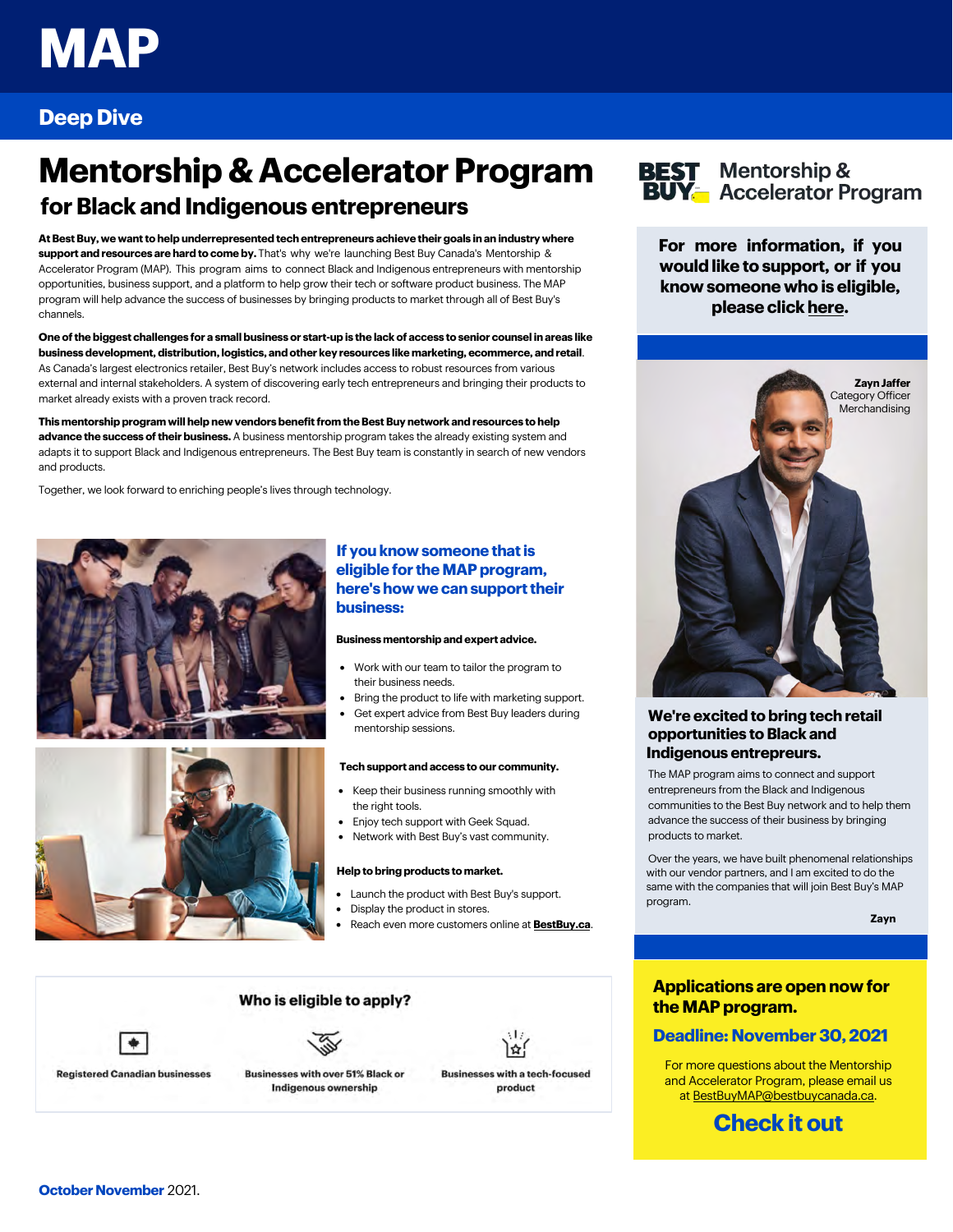# MAP

## Deep Dive

# Mentorship & Accelerator Program

## for Black and Indigenous entrepreneurs

**At Best Buy, we want to help underrepresented tech entrepreneurs achieve their goals in an industry where support and resources are hard to come by.** That's why we're launching Best Buy Canada's Mentorship & Accelerator Program (MAP). This program aims to connect Black and Indigenous entrepreneurs with mentorship opportunities, business support, and a platform to help grow their tech or software product business. The MAP program will help advance the success of businesses by bringing products to market through all of Best Buy's channels.

**One of the biggest challenges for a small business or start-up is the lack of access to senior counsel in areas like business development, distribution, logistics, and other key resources like marketing, ecommerce, and retail.** As Canada's largest electronics retailer, Best Buy's network includes access to robust resources from various external and internal stakeholders. A system of discovering early tech entrepreneurs and bringing their products to market already exists with a proven track record.

**This mentorship program will help new vendors benefit from the Best Buy network and resources to help advance the success of their business.** A business mentorship program takes the already existing system and adapts it to support Black and Indigenous entrepreneurs. The Best Buy team is constantly in search of new vendors and products.

Together, we look forward to enriching people's lives through technology.

### If you know someone that is eligible for the MAP program, here's how we can support their business:

**Business mentorship and expert advice.**

- Work with our team to tailor the program to their business needs.
- Bring the product to life with marketing support.
- Get expert advice from Best Buy leaders during mentorship sessions.

**Tech support and access to our community.**

- Keep their business running smoothly with the right tools.
- Enjoy tech support with Geek Squad.
- Network with Best Buy's vast community.

**Help to bring products to market.**

- Launch the product with Best Buy's support.
- Display the product in stores.
- Reach even more customers online at **BestBuy.ca**.

### Who is eligible to apply?

- Registered Canadian businesses
- Businesses with over 51% Black or Indigenous ownership
- Businesses with a tech-focused product

BEST BUY Mentorship & Accelerator Program

**For more information, if you would like to support, or if you know someone who is eligible, please click here.**

**Zayn Jaffer**
Category Officer
Merchandising

### We're excited to bring tech retail opportunities to Black and Indigenous entrepreneurs.

The MAP program aims to connect and support entrepreneurs from the Black and Indigenous communities to the Best Buy network and to help them advance the success of their business by bringing products to market.

Over the years, we have built phenomenal relationships with our vendor partners, and I am excited to do the same with the companies that will join Best Buy's MAP program.

**Zayn**

### Applications are open now for the MAP program.

**Deadline: November 30, 2021**

For more questions about the Mentorship and Accelerator Program, please email us at BestBuyMAP@bestbuycanada.ca.

**Check it out**

**October November** 2021.